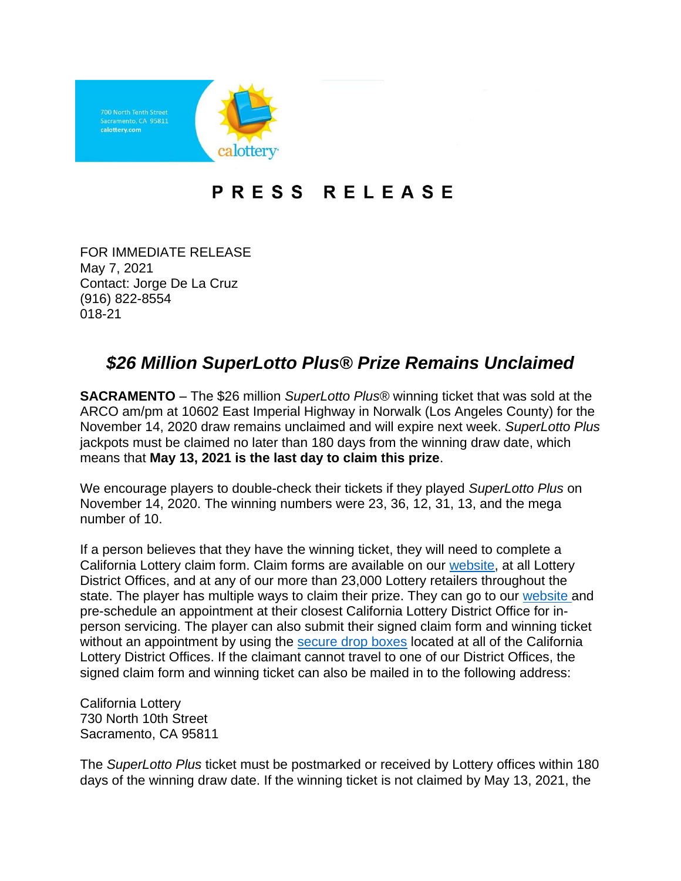700 North Tenth Street
Sacramento, CA 95811
calottery.com

calottery

# PRESS RELEASE

FOR IMMEDIATE RELEASE
May 7, 2021
Contact: Jorge De La Cruz
(916) 822-8554
018-21

## *$26 Million SuperLotto Plus® Prize Remains Unclaimed*

**SACRAMENTO** – The $26 million *SuperLotto Plus*® winning ticket that was sold at the ARCO am/pm at 10602 East Imperial Highway in Norwalk (Los Angeles County) for the November 14, 2020 draw remains unclaimed and will expire next week. *SuperLotto Plus* jackpots must be claimed no later than 180 days from the winning draw date, which means that **May 13, 2021 is the last day to claim this prize**.

We encourage players to double-check their tickets if they played *SuperLotto Plus* on November 14, 2020. The winning numbers were 23, 36, 12, 31, 13, and the mega number of 10.

If a person believes that they have the winning ticket, they will need to complete a California Lottery claim form. Claim forms are available on our website, at all Lottery District Offices, and at any of our more than 23,000 Lottery retailers throughout the state. The player has multiple ways to claim their prize. They can go to our website and pre-schedule an appointment at their closest California Lottery District Office for in-person servicing. The player can also submit their signed claim form and winning ticket without an appointment by using the secure drop boxes located at all of the California Lottery District Offices. If the claimant cannot travel to one of our District Offices, the signed claim form and winning ticket can also be mailed in to the following address:

California Lottery
730 North 10th Street
Sacramento, CA 95811

The *SuperLotto Plus* ticket must be postmarked or received by Lottery offices within 180 days of the winning draw date. If the winning ticket is not claimed by May 13, 2021, the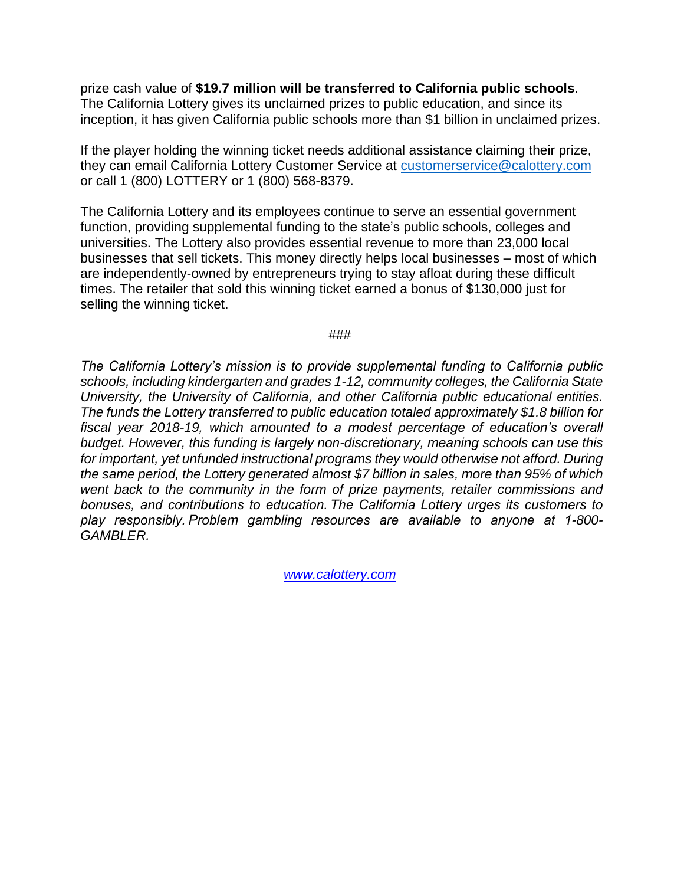prize cash value of **$19.7 million will be transferred to California public schools**. The California Lottery gives its unclaimed prizes to public education, and since its inception, it has given California public schools more than $1 billion in unclaimed prizes.

If the player holding the winning ticket needs additional assistance claiming their prize, they can email California Lottery Customer Service at customerservice@calottery.com or call 1 (800) LOTTERY or 1 (800) 568-8379.

The California Lottery and its employees continue to serve an essential government function, providing supplemental funding to the state's public schools, colleges and universities. The Lottery also provides essential revenue to more than 23,000 local businesses that sell tickets. This money directly helps local businesses – most of which are independently-owned by entrepreneurs trying to stay afloat during these difficult times. The retailer that sold this winning ticket earned a bonus of $130,000 just for selling the winning ticket.

###

*The California Lottery's mission is to provide supplemental funding to California public schools, including kindergarten and grades 1-12, community colleges, the California State University, the University of California, and other California public educational entities. The funds the Lottery transferred to public education totaled approximately $1.8 billion for fiscal year 2018-19, which amounted to a modest percentage of education's overall budget. However, this funding is largely non-discretionary, meaning schools can use this for important, yet unfunded instructional programs they would otherwise not afford. During the same period, the Lottery generated almost $7 billion in sales, more than 95% of which went back to the community in the form of prize payments, retailer commissions and bonuses, and contributions to education. The California Lottery urges its customers to play responsibly. Problem gambling resources are available to anyone at 1-800-GAMBLER.*

*www.calottery.com*